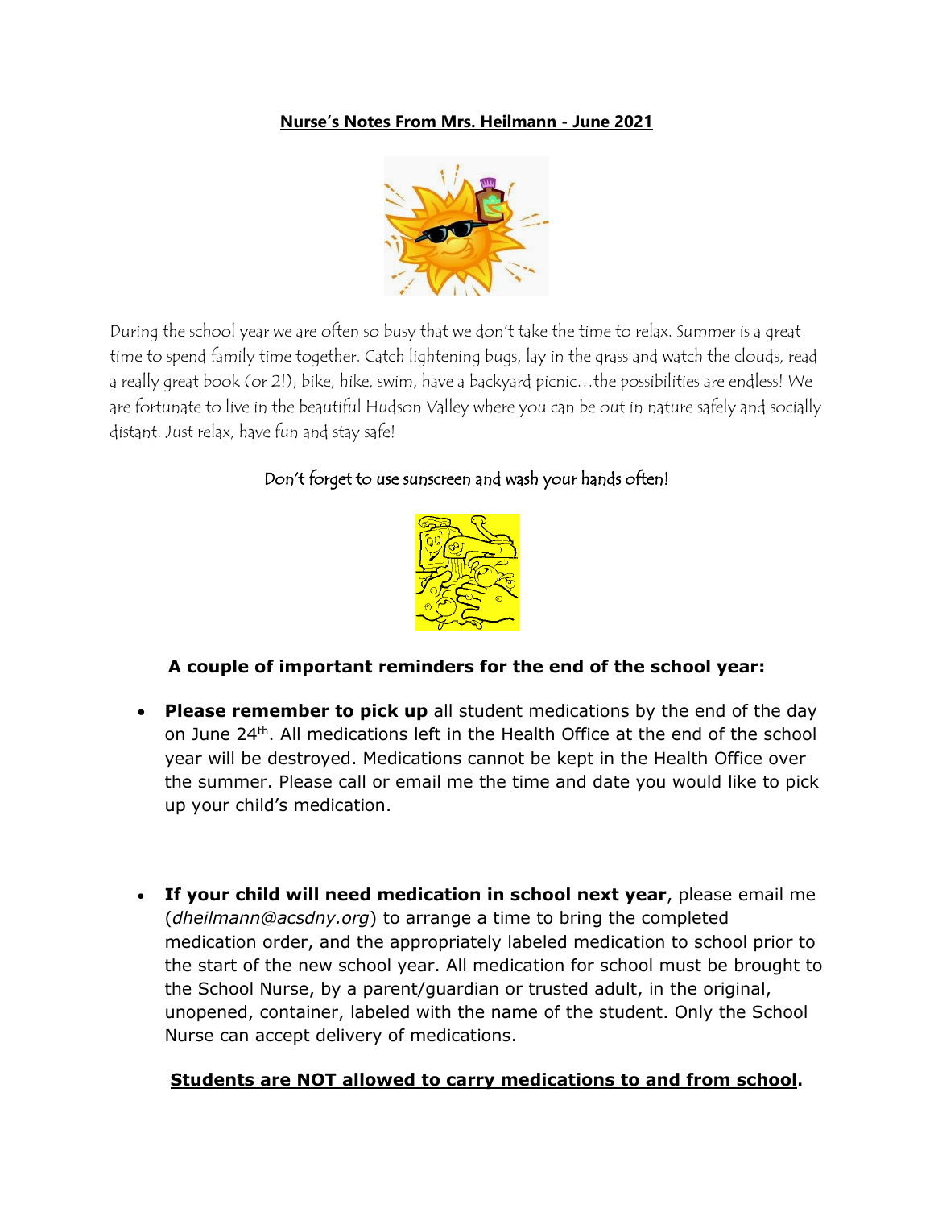**Nurse's Notes From Mrs. Heilmann - June 2021**

During the school year we are often so busy that we don't take the time to relax. Summer is a great time to spend family time together. Catch lightening bugs, lay in the grass and watch the clouds, read a really great book (or 2!), bike, hike, swim, have a backyard picnic…the possibilities are endless! We are fortunate to live in the beautiful Hudson Valley where you can be out in nature safely and socially distant. Just relax, have fun and stay safe!

Don't forget to use sunscreen and wash your hands often!

**A couple of important reminders for the end of the school year:**

- **Please remember to pick up** all student medications by the end of the day on June 24th. All medications left in the Health Office at the end of the school year will be destroyed. Medications cannot be kept in the Health Office over the summer. Please call or email me the time and date you would like to pick up your child's medication.

- **If your child will need medication in school next year**, please email me (*dheilmann@acsdny.org*) to arrange a time to bring the completed medication order, and the appropriately labeled medication to school prior to the start of the new school year. All medication for school must be brought to the School Nurse, by a parent/guardian or trusted adult, in the original, unopened, container, labeled with the name of the student. Only the School Nurse can accept delivery of medications.

**Students are NOT allowed to carry medications to and from school.**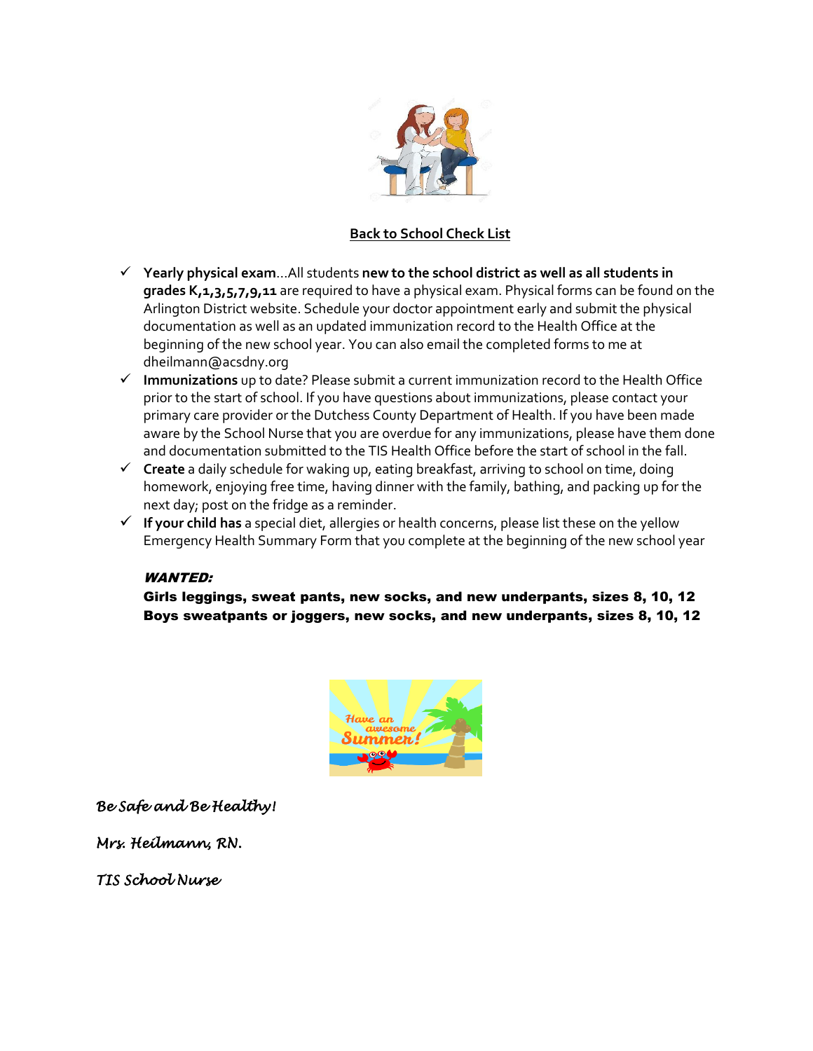## Back to School Check List

- ✓ **Yearly physical exam**…All students **new to the school district as well as all students in grades K,1,3,5,7,9,11** are required to have a physical exam. Physical forms can be found on the Arlington District website. Schedule your doctor appointment early and submit the physical documentation as well as an updated immunization record to the Health Office at the beginning of the new school year. You can also email the completed forms to me at dheilmann@acsdny.org
- ✓ **Immunizations** up to date? Please submit a current immunization record to the Health Office prior to the start of school. If you have questions about immunizations, please contact your primary care provider or the Dutchess County Department of Health. If you have been made aware by the School Nurse that you are overdue for any immunizations, please have them done and documentation submitted to the TIS Health Office before the start of school in the fall.
- ✓ **Create** a daily schedule for waking up, eating breakfast, arriving to school on time, doing homework, enjoying free time, having dinner with the family, bathing, and packing up for the next day; post on the fridge as a reminder.
- ✓ **If your child has** a special diet, allergies or health concerns, please list these on the yellow Emergency Health Summary Form that you complete at the beginning of the new school year

***WANTED:***

**Girls leggings, sweat pants, new socks, and new underpants, sizes 8, 10, 12**
**Boys sweatpants or joggers, new socks, and new underpants, sizes 8, 10, 12**

*Be Safe and Be Healthy!*

*Mrs. Heilmann, RN.*

*TIS School Nurse*